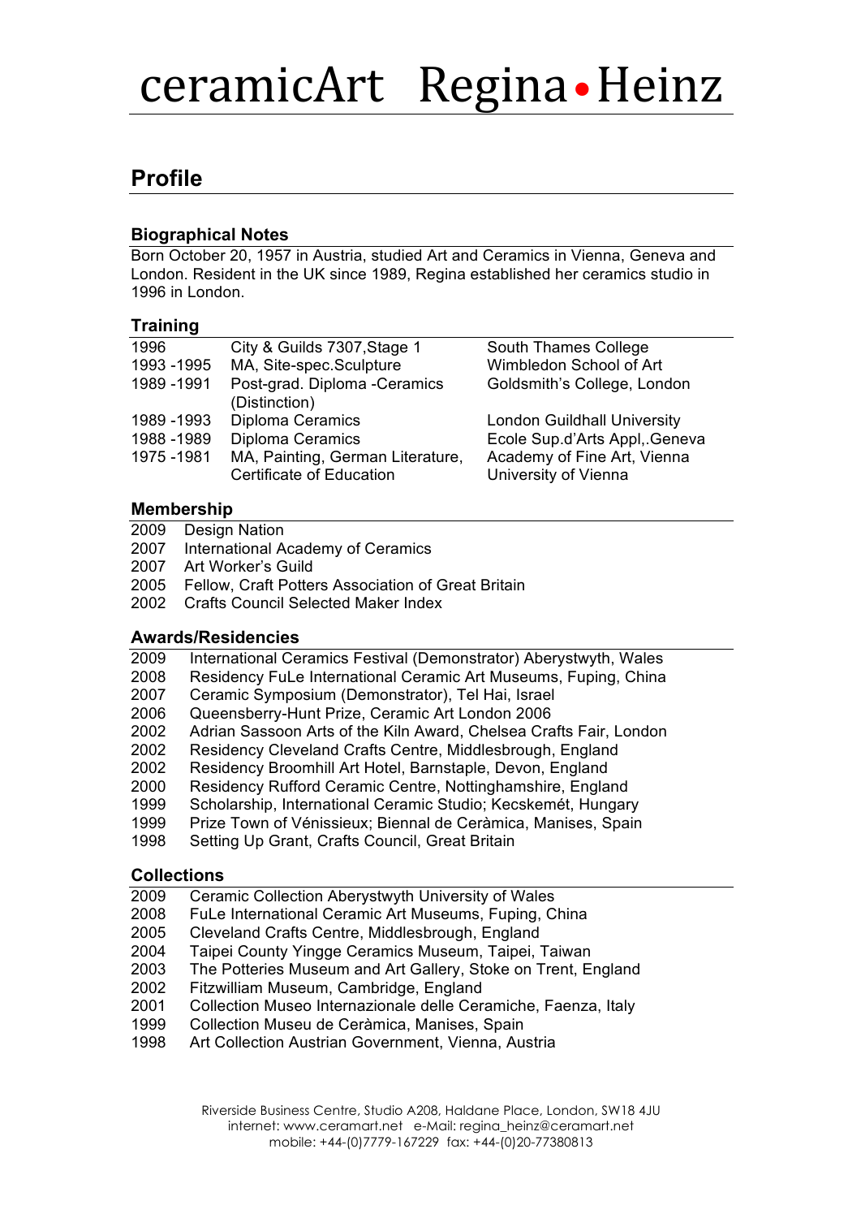# ceramicArt Regina • Heinz

## Profile

### Biographical Notes

Born October 20, 1957 in Austria, studied Art and Ceramics in Vienna, Geneva and London. Resident in the UK since 1989, Regina established her ceramics studio in 1996 in London.

### Training

| | | |
|---|---|---|
| 1996 | City & Guilds 7307,Stage 1 | South Thames College |
| 1993 -1995 | MA, Site-spec.Sculpture | Wimbledon School of Art |
| 1989 -1991 | Post-grad. Diploma -Ceramics (Distinction) | Goldsmith's College, London |
| 1989 -1993 | Diploma Ceramics | London Guildhall University |
| 1988 -1989 | Diploma Ceramics | Ecole Sup.d'Arts Appl,.Geneva |
| 1975 -1981 | MA, Painting, German Literature, Certificate of Education | Academy of Fine Art, Vienna University of Vienna |

### Membership

2009 Design Nation
2007 International Academy of Ceramics
2007 Art Worker's Guild
2005 Fellow, Craft Potters Association of Great Britain
2002 Crafts Council Selected Maker Index

### Awards/Residencies

2009 International Ceramics Festival (Demonstrator) Aberystwyth, Wales
2008 Residency FuLe International Ceramic Art Museums, Fuping, China
2007 Ceramic Symposium (Demonstrator), Tel Hai, Israel
2006 Queensberry-Hunt Prize, Ceramic Art London 2006
2002 Adrian Sassoon Arts of the Kiln Award, Chelsea Crafts Fair, London
2002 Residency Cleveland Crafts Centre, Middlesbrough, England
2002 Residency Broomhill Art Hotel, Barnstaple, Devon, England
2000 Residency Rufford Ceramic Centre, Nottinghamshire, England
1999 Scholarship, International Ceramic Studio; Kecskemét, Hungary
1999 Prize Town of Vénissieux; Biennal de Ceràmica, Manises, Spain
1998 Setting Up Grant, Crafts Council, Great Britain

### Collections

2009 Ceramic Collection Aberystwyth University of Wales
2008 FuLe International Ceramic Art Museums, Fuping, China
2005 Cleveland Crafts Centre, Middlesbrough, England
2004 Taipei County Yingge Ceramics Museum, Taipei, Taiwan
2003 The Potteries Museum and Art Gallery, Stoke on Trent, England
2002 Fitzwilliam Museum, Cambridge, England
2001 Collection Museo Internazionale delle Ceramiche, Faenza, Italy
1999 Collection Museu de Ceràmica, Manises, Spain
1998 Art Collection Austrian Government, Vienna, Austria

Riverside Business Centre, Studio A208, Haldane Place, London, SW18 4JU
internet: www.ceramart.net e-Mail: regina_heinz@ceramart.net
mobile: +44-(0)7779-167229 fax: +44-(0)20-77380813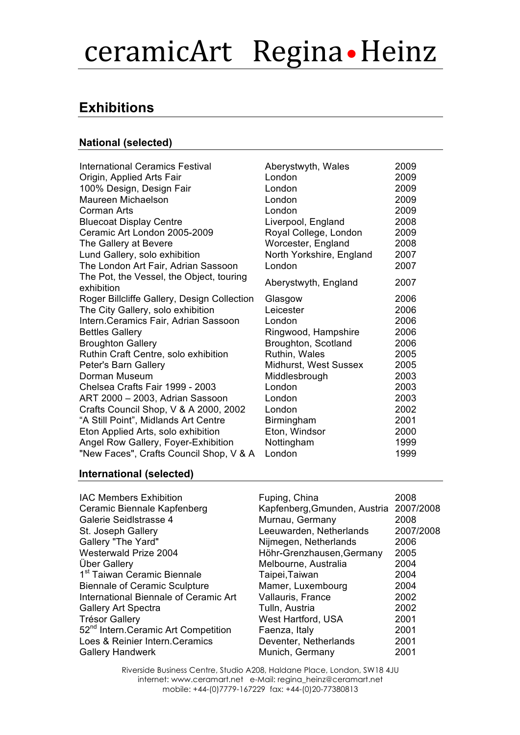# ceramicArt Regina • Heinz

## Exhibitions

### National (selected)

| | | |
|---|---|---|
| International Ceramics Festival | Aberystwyth, Wales | 2009 |
| Origin, Applied Arts Fair | London | 2009 |
| 100% Design, Design Fair | London | 2009 |
| Maureen Michaelson | London | 2009 |
| Corman Arts | London | 2009 |
| Bluecoat Display Centre | Liverpool, England | 2008 |
| Ceramic Art London 2005-2009 | Royal College, London | 2009 |
| The Gallery at Bevere | Worcester, England | 2008 |
| Lund Gallery, solo exhibition | North Yorkshire, England | 2007 |
| The London Art Fair, Adrian Sassoon | London | 2007 |
| The Pot, the Vessel, the Object, touring exhibition | Aberystwyth, England | 2007 |
| Roger Billcliffe Gallery, Design Collection | Glasgow | 2006 |
| The City Gallery, solo exhibition | Leicester | 2006 |
| Intern.Ceramics Fair, Adrian Sassoon | London | 2006 |
| Bettles Gallery | Ringwood, Hampshire | 2006 |
| Broughton Gallery | Broughton, Scotland | 2006 |
| Ruthin Craft Centre, solo exhibition | Ruthin, Wales | 2005 |
| Peter's Barn Gallery | Midhurst, West Sussex | 2005 |
| Dorman Museum | Middlesbrough | 2003 |
| Chelsea Crafts Fair 1999 - 2003 | London | 2003 |
| ART 2000 – 2003, Adrian Sassoon | London | 2003 |
| Crafts Council Shop, V & A 2000, 2002 | London | 2002 |
| "A Still Point", Midlands Art Centre | Birmingham | 2001 |
| Eton Applied Arts, solo exhibition | Eton, Windsor | 2000 |
| Angel Row Gallery, Foyer-Exhibition | Nottingham | 1999 |
| "New Faces", Crafts Council Shop, V & A | London | 1999 |

### International (selected)

| | | |
|---|---|---|
| IAC Members Exhibition | Fuping, China | 2008 |
| Ceramic Biennale Kapfenberg | Kapfenberg,Gmunden, Austria | 2007/2008 |
| Galerie Seidlstrasse 4 | Murnau, Germany | 2008 |
| St. Joseph Gallery | Leeuwarden, Netherlands | 2007/2008 |
| Gallery "The Yard" | Nijmegen, Netherlands | 2006 |
| Westerwald Prize 2004 | Höhr-Grenzhausen,Germany | 2005 |
| Über Gallery | Melbourne, Australia | 2004 |
| 1st Taiwan Ceramic Biennale | Taipei,Taiwan | 2004 |
| Biennale of Ceramic Sculpture | Mamer, Luxembourg | 2004 |
| International Biennale of Ceramic Art | Vallauris, France | 2002 |
| Gallery Art Spectra | Tulln, Austria | 2002 |
| Trésor Gallery | West Hartford, USA | 2001 |
| 52nd Intern.Ceramic Art Competition | Faenza, Italy | 2001 |
| Loes & Reinier Intern.Ceramics | Deventer, Netherlands | 2001 |
| Gallery Handwerk | Munich, Germany | 2001 |

Riverside Business Centre, Studio A208, Haldane Place, London, SW18 4JU
internet: www.ceramart.net e-Mail: regina_heinz@ceramart.net
mobile: +44-(0)7779-167229 fax: +44-(0)20-77380813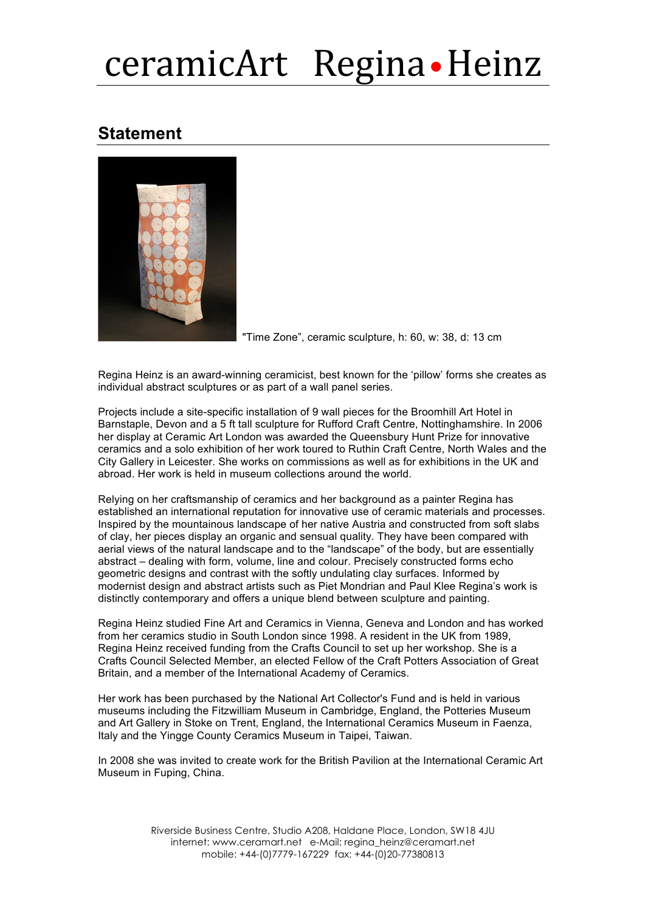# ceramicArt Regina • Heinz

## Statement

"Time Zone", ceramic sculpture, h: 60, w: 38, d: 13 cm

Regina Heinz is an award-winning ceramicist, best known for the 'pillow' forms she creates as individual abstract sculptures or as part of a wall panel series.

Projects include a site-specific installation of 9 wall pieces for the Broomhill Art Hotel in Barnstaple, Devon and a 5 ft tall sculpture for Rufford Craft Centre, Nottinghamshire. In 2006 her display at Ceramic Art London was awarded the Queensbury Hunt Prize for innovative ceramics and a solo exhibition of her work toured to Ruthin Craft Centre, North Wales and the City Gallery in Leicester. She works on commissions as well as for exhibitions in the UK and abroad. Her work is held in museum collections around the world.

Relying on her craftsmanship of ceramics and her background as a painter Regina has established an international reputation for innovative use of ceramic materials and processes. Inspired by the mountainous landscape of her native Austria and constructed from soft slabs of clay, her pieces display an organic and sensual quality. They have been compared with aerial views of the natural landscape and to the "landscape" of the body, but are essentially abstract – dealing with form, volume, line and colour. Precisely constructed forms echo geometric designs and contrast with the softly undulating clay surfaces. Informed by modernist design and abstract artists such as Piet Mondrian and Paul Klee Regina's work is distinctly contemporary and offers a unique blend between sculpture and painting.

Regina Heinz studied Fine Art and Ceramics in Vienna, Geneva and London and has worked from her ceramics studio in South London since 1998. A resident in the UK from 1989, Regina Heinz received funding from the Crafts Council to set up her workshop. She is a Crafts Council Selected Member, an elected Fellow of the Craft Potters Association of Great Britain, and a member of the International Academy of Ceramics.

Her work has been purchased by the National Art Collector's Fund and is held in various museums including the Fitzwilliam Museum in Cambridge, England, the Potteries Museum and Art Gallery in Stoke on Trent, England, the International Ceramics Museum in Faenza, Italy and the Yingge County Ceramics Museum in Taipei, Taiwan.

In 2008 she was invited to create work for the British Pavilion at the International Ceramic Art Museum in Fuping, China.

Riverside Business Centre, Studio A208, Haldane Place, London, SW18 4JU
internet: www.ceramart.net e-Mail: regina_heinz@ceramart.net
mobile: +44-(0)7779-167229 fax: +44-(0)20-77380813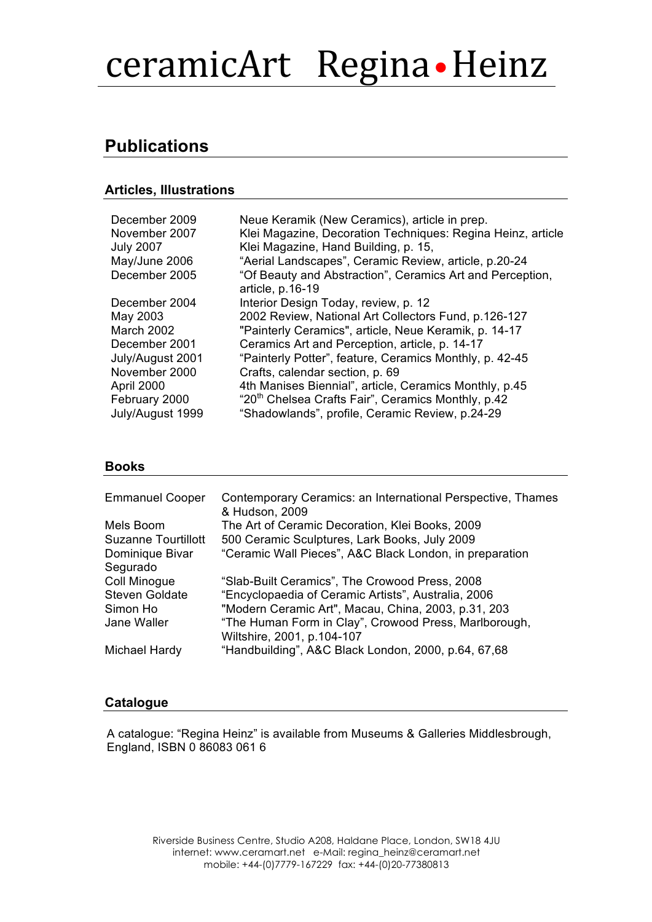# ceramicArt Regina • Heinz

## Publications

### Articles, Illustrations

| | |
|---|---|
| December 2009 | Neue Keramik (New Ceramics), article in prep. |
| November 2007 | Klei Magazine, Decoration Techniques: Regina Heinz, article |
| July 2007 | Klei Magazine, Hand Building, p. 15, |
| May/June 2006 | “Aerial Landscapes”, Ceramic Review, article, p.20-24 |
| December 2005 | “Of Beauty and Abstraction”, Ceramics Art and Perception, article, p.16-19 |
| December 2004 | Interior Design Today, review, p. 12 |
| May 2003 | 2002 Review, National Art Collectors Fund, p.126-127 |
| March 2002 | "Painterly Ceramics", article, Neue Keramik, p. 14-17 |
| December 2001 | Ceramics Art and Perception, article, p. 14-17 |
| July/August 2001 | “Painterly Potter”, feature, Ceramics Monthly, p. 42-45 |
| November 2000 | Crafts, calendar section, p. 69 |
| April 2000 | 4th Manises Biennial”, article, Ceramics Monthly, p.45 |
| February 2000 | “20th Chelsea Crafts Fair”, Ceramics Monthly, p.42 |
| July/August 1999 | “Shadowlands”, profile, Ceramic Review, p.24-29 |

### Books

| | |
|---|---|
| Emmanuel Cooper | Contemporary Ceramics: an International Perspective, Thames & Hudson, 2009 |
| Mels Boom | The Art of Ceramic Decoration, Klei Books, 2009 |
| Suzanne Tourtillott | 500 Ceramic Sculptures, Lark Books, July 2009 |
| Dominique Bivar Segurado | “Ceramic Wall Pieces”, A&C Black London, in preparation |
| Coll Minogue | “Slab-Built Ceramics”, The Crowood Press, 2008 |
| Steven Goldate | “Encyclopaedia of Ceramic Artists”, Australia, 2006 |
| Simon Ho | "Modern Ceramic Art", Macau, China, 2003, p.31, 203 |
| Jane Waller | “The Human Form in Clay”, Crowood Press, Marlborough, Wiltshire, 2001, p.104-107 |
| Michael Hardy | “Handbuilding”, A&C Black London, 2000, p.64, 67,68 |

### Catalogue

A catalogue: “Regina Heinz” is available from Museums & Galleries Middlesbrough, England, ISBN 0 86083 061 6

Riverside Business Centre, Studio A208, Haldane Place, London, SW18 4JU
internet: www.ceramart.net e-Mail: regina_heinz@ceramart.net
mobile: +44-(0)7779-167229 fax: +44-(0)20-77380813